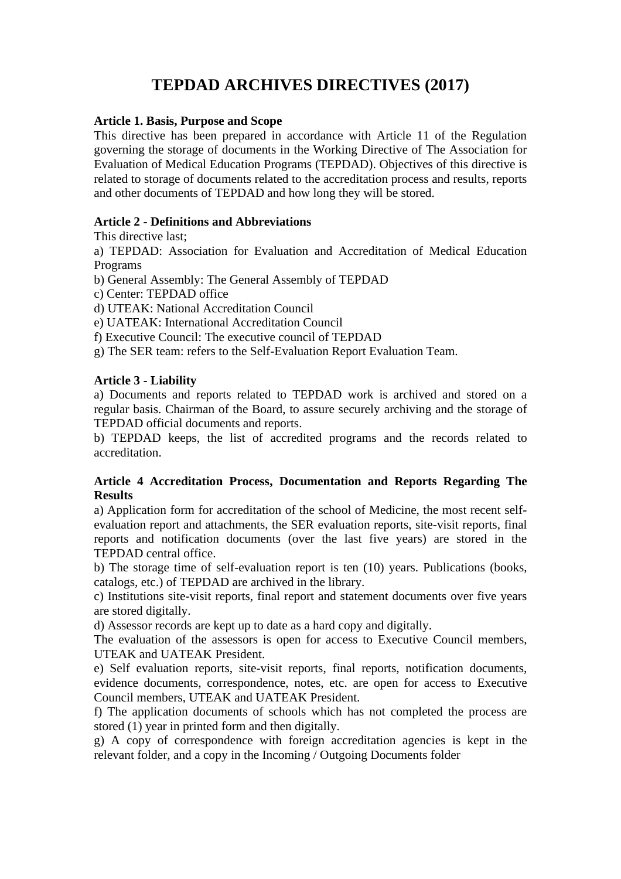# TEPDAD ARCHIVES DIRECTIVES (2017)

**Article 1. Basis, Purpose and Scope**

This directive has been prepared in accordance with Article 11 of the Regulation governing the storage of documents in the Working Directive of The Association for Evaluation of Medical Education Programs (TEPDAD). Objectives of this directive is related to storage of documents related to the accreditation process and results, reports and other documents of TEPDAD and how long they will be stored.

**Article 2 - Definitions and Abbreviations**

This directive last;

a) TEPDAD: Association for Evaluation and Accreditation of Medical Education Programs

b) General Assembly: The General Assembly of TEPDAD

c) Center: TEPDAD office

d) UTEAK: National Accreditation Council

e) UATEAK: International Accreditation Council

f) Executive Council: The executive council of TEPDAD

g) The SER team: refers to the Self-Evaluation Report Evaluation Team.

**Article 3 - Liability**

a) Documents and reports related to TEPDAD work is archived and stored on a regular basis. Chairman of the Board, to assure securely archiving and the storage of TEPDAD official documents and reports.

b) TEPDAD keeps, the list of accredited programs and the records related to accreditation.

**Article 4 Accreditation Process, Documentation and Reports Regarding The Results**

a) Application form for accreditation of the school of Medicine, the most recent self-evaluation report and attachments, the SER evaluation reports, site-visit reports, final reports and notification documents (over the last five years) are stored in the TEPDAD central office.

b) The storage time of self-evaluation report is ten (10) years. Publications (books, catalogs, etc.) of TEPDAD are archived in the library.

c) Institutions site-visit reports, final report and statement documents over five years are stored digitally.

d) Assessor records are kept up to date as a hard copy and digitally.

The evaluation of the assessors is open for access to Executive Council members, UTEAK and UATEAK President.

e) Self evaluation reports, site-visit reports, final reports, notification documents, evidence documents, correspondence, notes, etc. are open for access to Executive Council members, UTEAK and UATEAK President.

f) The application documents of schools which has not completed the process are stored (1) year in printed form and then digitally.

g) A copy of correspondence with foreign accreditation agencies is kept in the relevant folder, and a copy in the Incoming / Outgoing Documents folder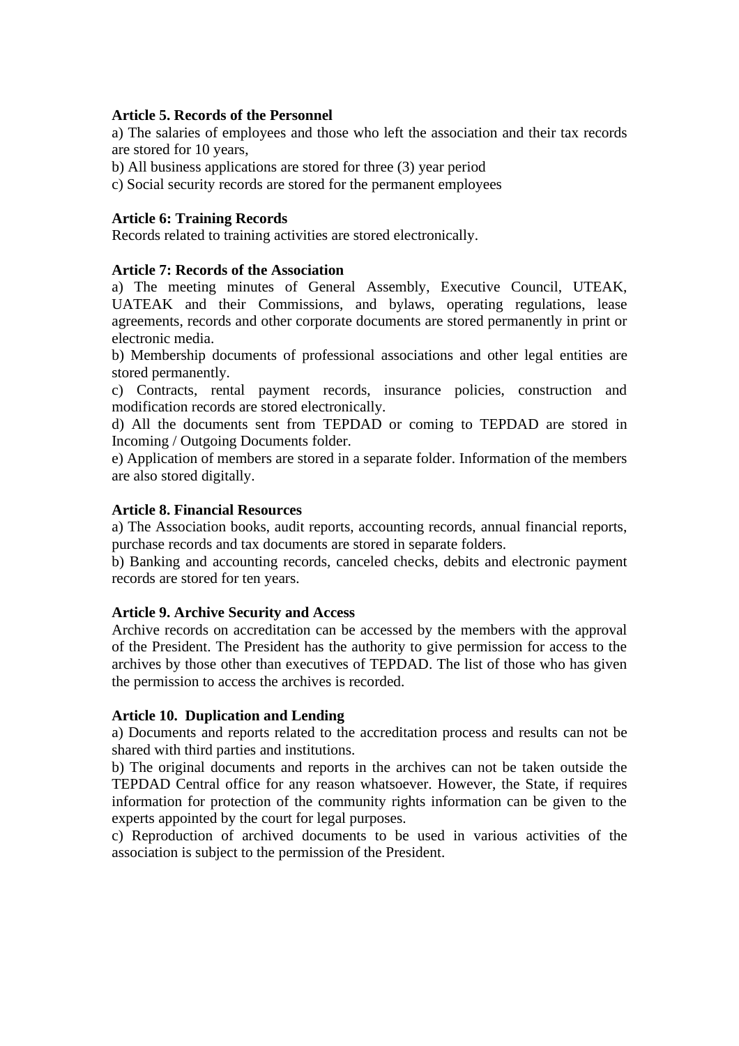**Article 5. Records of the Personnel**

a) The salaries of employees and those who left the association and their tax records are stored for 10 years,

b) All business applications are stored for three (3) year period

c) Social security records are stored for the permanent employees

**Article 6: Training Records**

Records related to training activities are stored electronically.

**Article 7: Records of the Association**

a) The meeting minutes of General Assembly, Executive Council, UTEAK, UATEAK and their Commissions, and bylaws, operating regulations, lease agreements, records and other corporate documents are stored permanently in print or electronic media.

b) Membership documents of professional associations and other legal entities are stored permanently.

c) Contracts, rental payment records, insurance policies, construction and modification records are stored electronically.

d) All the documents sent from TEPDAD or coming to TEPDAD are stored in Incoming / Outgoing Documents folder.

e) Application of members are stored in a separate folder. Information of the members are also stored digitally.

**Article 8. Financial Resources**

a) The Association books, audit reports, accounting records, annual financial reports, purchase records and tax documents are stored in separate folders.

b) Banking and accounting records, canceled checks, debits and electronic payment records are stored for ten years.

**Article 9. Archive Security and Access**

Archive records on accreditation can be accessed by the members with the approval of the President. The President has the authority to give permission for access to the archives by those other than executives of TEPDAD. The list of those who has given the permission to access the archives is recorded.

**Article 10. Duplication and Lending**

a) Documents and reports related to the accreditation process and results can not be shared with third parties and institutions.

b) The original documents and reports in the archives can not be taken outside the TEPDAD Central office for any reason whatsoever. However, the State, if requires information for protection of the community rights information can be given to the experts appointed by the court for legal purposes.

c) Reproduction of archived documents to be used in various activities of the association is subject to the permission of the President.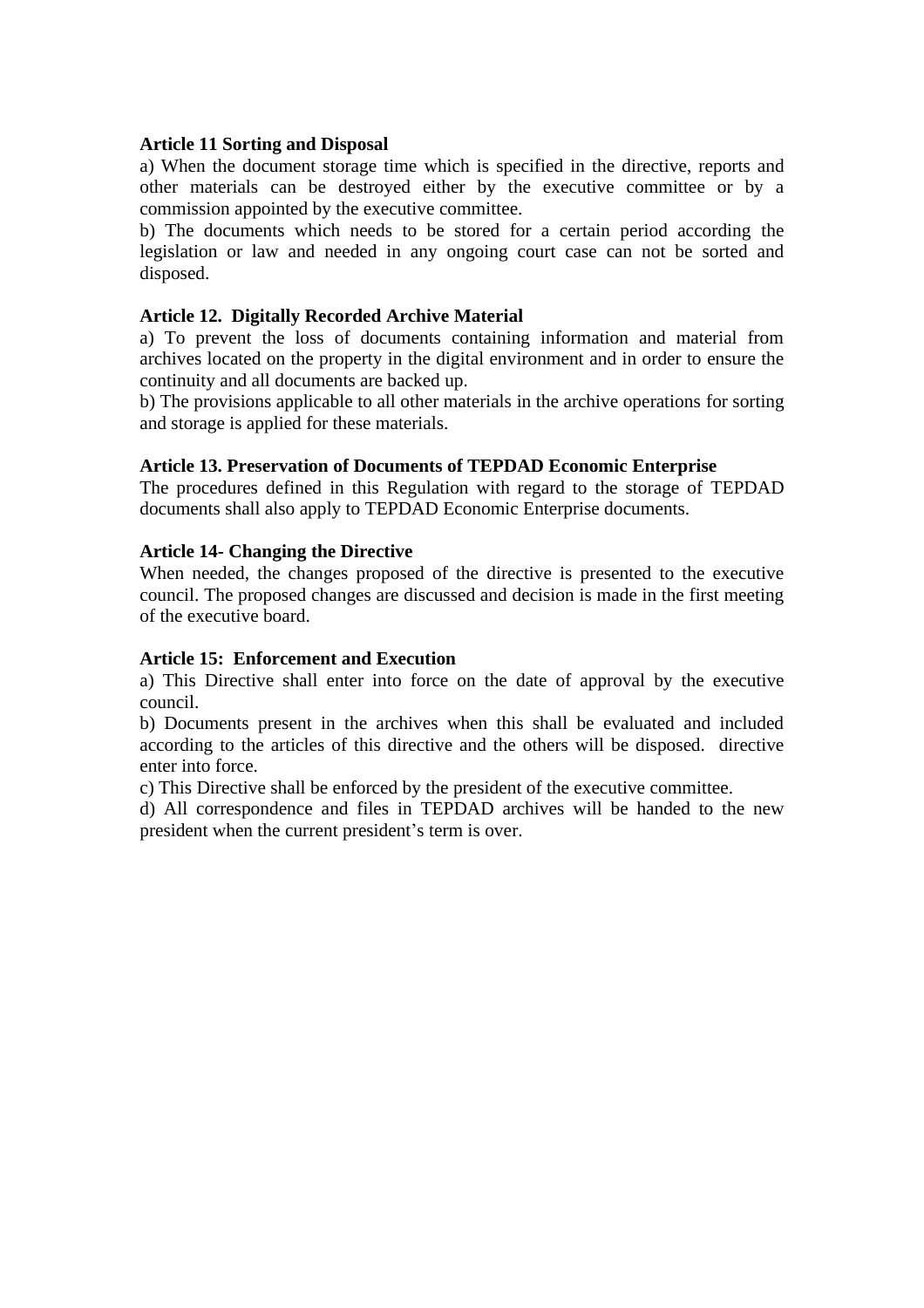**Article 11 Sorting and Disposal**

a) When the document storage time which is specified in the directive, reports and other materials can be destroyed either by the executive committee or by a commission appointed by the executive committee.

b) The documents which needs to be stored for a certain period according the legislation or law and needed in any ongoing court case can not be sorted and disposed.

**Article 12. Digitally Recorded Archive Material**

a) To prevent the loss of documents containing information and material from archives located on the property in the digital environment and in order to ensure the continuity and all documents are backed up.

b) The provisions applicable to all other materials in the archive operations for sorting and storage is applied for these materials.

**Article 13. Preservation of Documents of TEPDAD Economic Enterprise**

The procedures defined in this Regulation with regard to the storage of TEPDAD documents shall also apply to TEPDAD Economic Enterprise documents.

**Article 14- Changing the Directive**

When needed, the changes proposed of the directive is presented to the executive council. The proposed changes are discussed and decision is made in the first meeting of the executive board.

**Article 15: Enforcement and Execution**

a) This Directive shall enter into force on the date of approval by the executive council.

b) Documents present in the archives when this shall be evaluated and included according to the articles of this directive and the others will be disposed. directive enter into force.

c) This Directive shall be enforced by the president of the executive committee.

d) All correspondence and files in TEPDAD archives will be handed to the new president when the current president's term is over.